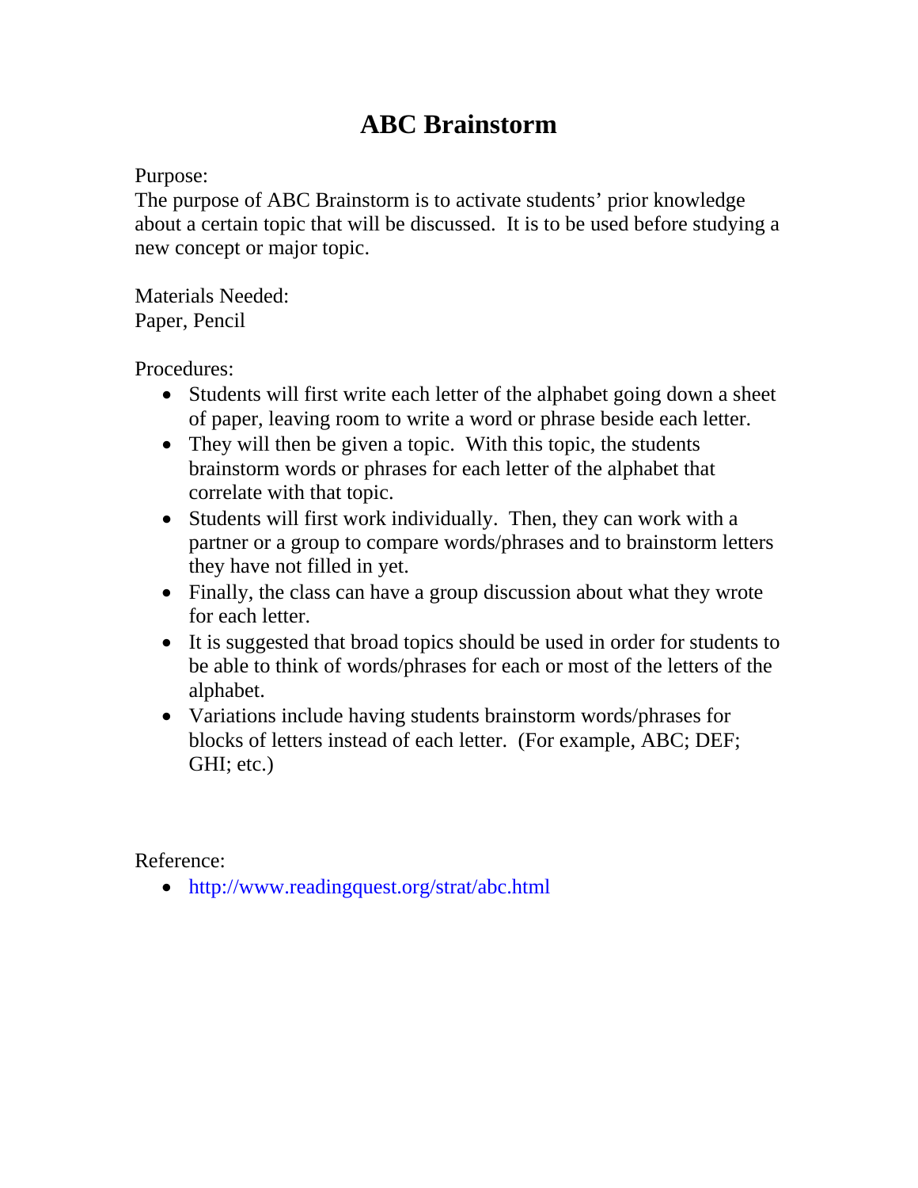# ABC Brainstorm

Purpose:
The purpose of ABC Brainstorm is to activate students' prior knowledge about a certain topic that will be discussed. It is to be used before studying a new concept or major topic.

Materials Needed:
Paper, Pencil

Procedures:

- Students will first write each letter of the alphabet going down a sheet of paper, leaving room to write a word or phrase beside each letter.
- They will then be given a topic. With this topic, the students brainstorm words or phrases for each letter of the alphabet that correlate with that topic.
- Students will first work individually. Then, they can work with a partner or a group to compare words/phrases and to brainstorm letters they have not filled in yet.
- Finally, the class can have a group discussion about what they wrote for each letter.
- It is suggested that broad topics should be used in order for students to be able to think of words/phrases for each or most of the letters of the alphabet.
- Variations include having students brainstorm words/phrases for blocks of letters instead of each letter. (For example, ABC; DEF; GHI; etc.)

Reference:

- http://www.readingquest.org/strat/abc.html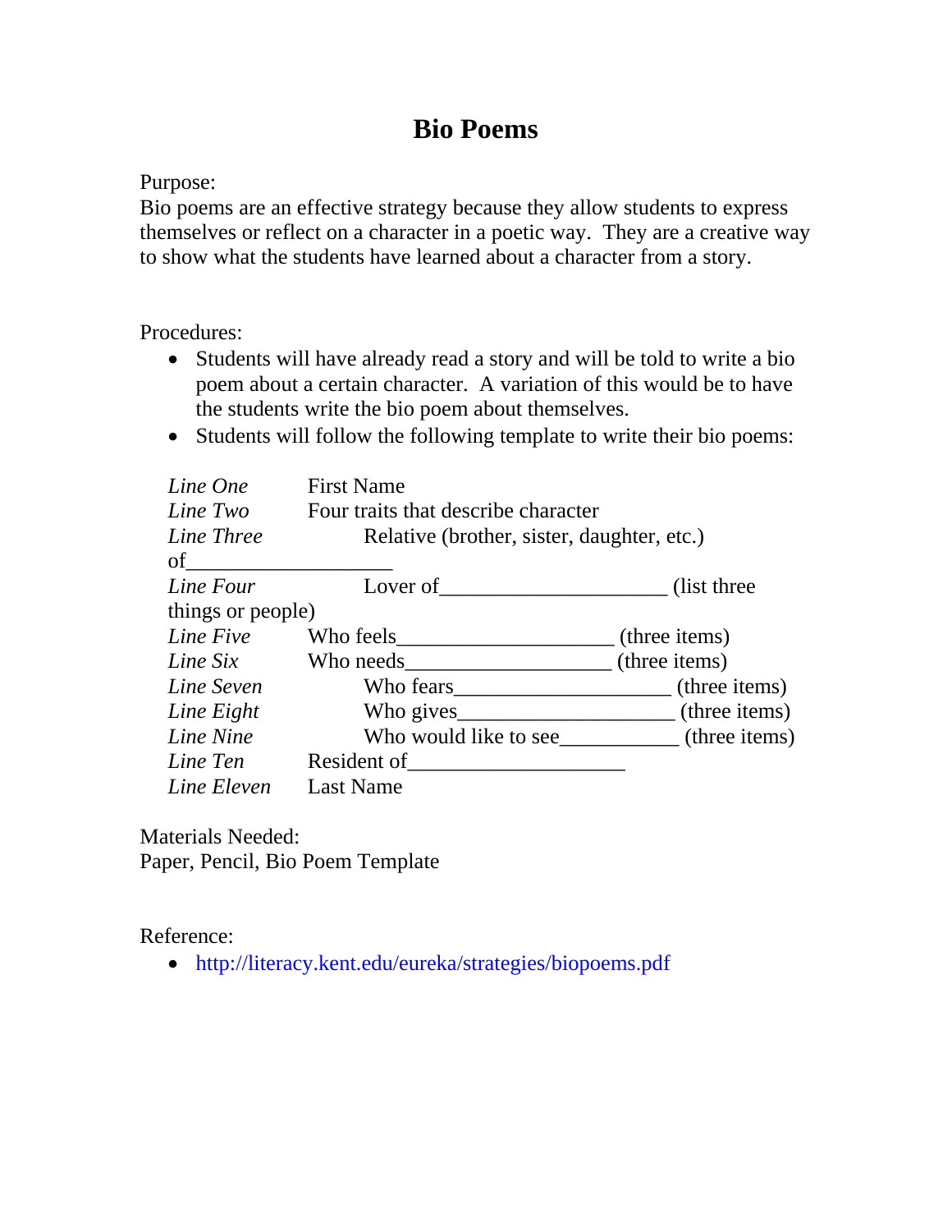# Bio Poems

Purpose:
Bio poems are an effective strategy because they allow students to express themselves or reflect on a character in a poetic way. They are a creative way to show what the students have learned about a character from a story.

Procedures:

- Students will have already read a story and will be told to write a bio poem about a certain character. A variation of this would be to have the students write the bio poem about themselves.
- Students will follow the following template to write their bio poems:

| | |
|---|---|
| *Line One* | First Name |
| *Line Two* | Four traits that describe character |
| *Line Three* | Relative (brother, sister, daughter, etc.) of___________________ |
| *Line Four* | Lover of_____________________ (list three things or people) |
| *Line Five* | Who feels____________________ (three items) |
| *Line Six* | Who needs___________________ (three items) |
| *Line Seven* | Who fears____________________ (three items) |
| *Line Eight* | Who gives____________________ (three items) |
| *Line Nine* | Who would like to see___________ (three items) |
| *Line Ten* | Resident of____________________ |
| *Line Eleven* | Last Name |

Materials Needed:
Paper, Pencil, Bio Poem Template

Reference:

- http://literacy.kent.edu/eureka/strategies/biopoems.pdf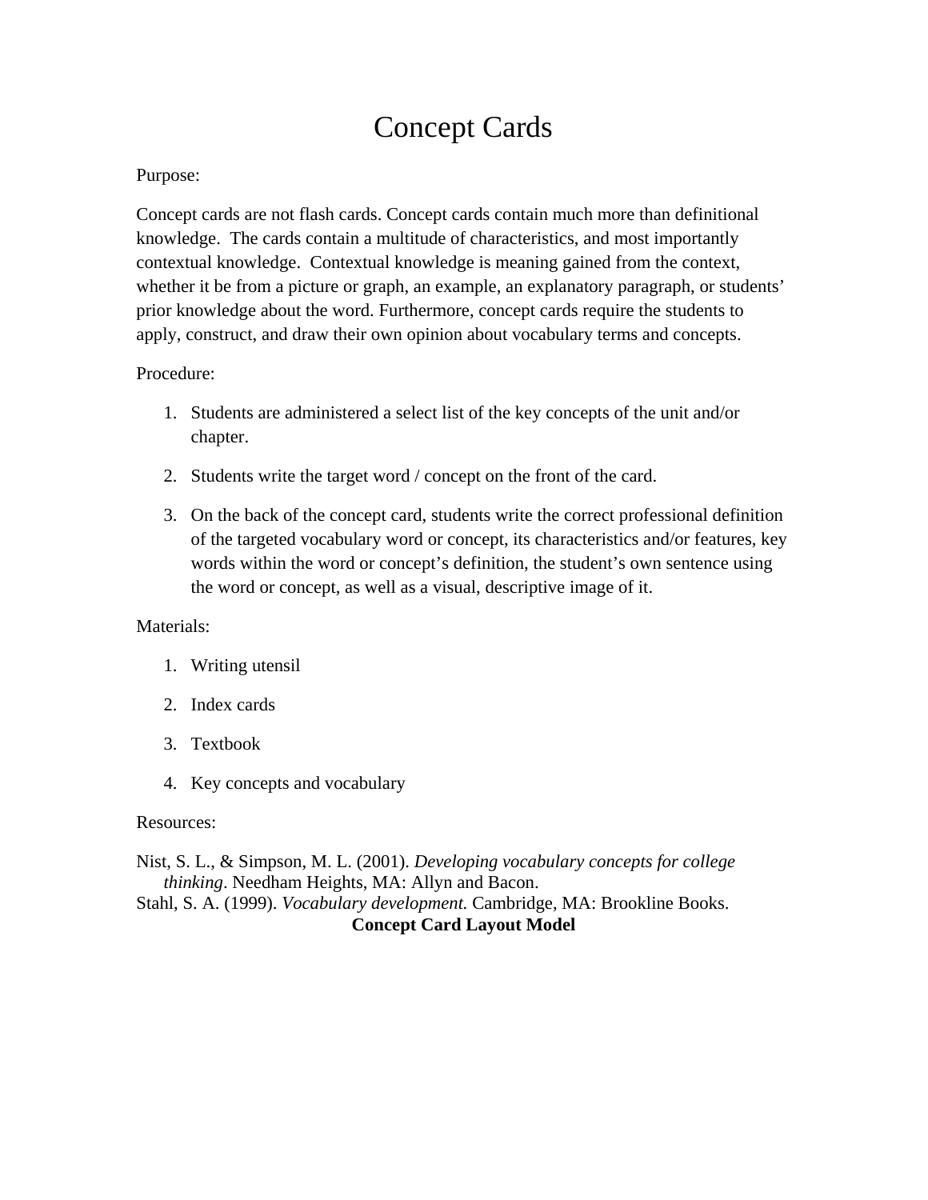# Concept Cards

Purpose:

Concept cards are not flash cards. Concept cards contain much more than definitional knowledge. The cards contain a multitude of characteristics, and most importantly contextual knowledge. Contextual knowledge is meaning gained from the context, whether it be from a picture or graph, an example, an explanatory paragraph, or students' prior knowledge about the word. Furthermore, concept cards require the students to apply, construct, and draw their own opinion about vocabulary terms and concepts.

Procedure:

1. Students are administered a select list of the key concepts of the unit and/or chapter.
2. Students write the target word / concept on the front of the card.
3. On the back of the concept card, students write the correct professional definition of the targeted vocabulary word or concept, its characteristics and/or features, key words within the word or concept's definition, the student's own sentence using the word or concept, as well as a visual, descriptive image of it.

Materials:

1. Writing utensil
2. Index cards
3. Textbook
4. Key concepts and vocabulary

Resources:

Nist, S. L., & Simpson, M. L. (2001). *Developing vocabulary concepts for college thinking*. Needham Heights, MA: Allyn and Bacon.

Stahl, S. A. (1999). *Vocabulary development.* Cambridge, MA: Brookline Books.

**Concept Card Layout Model**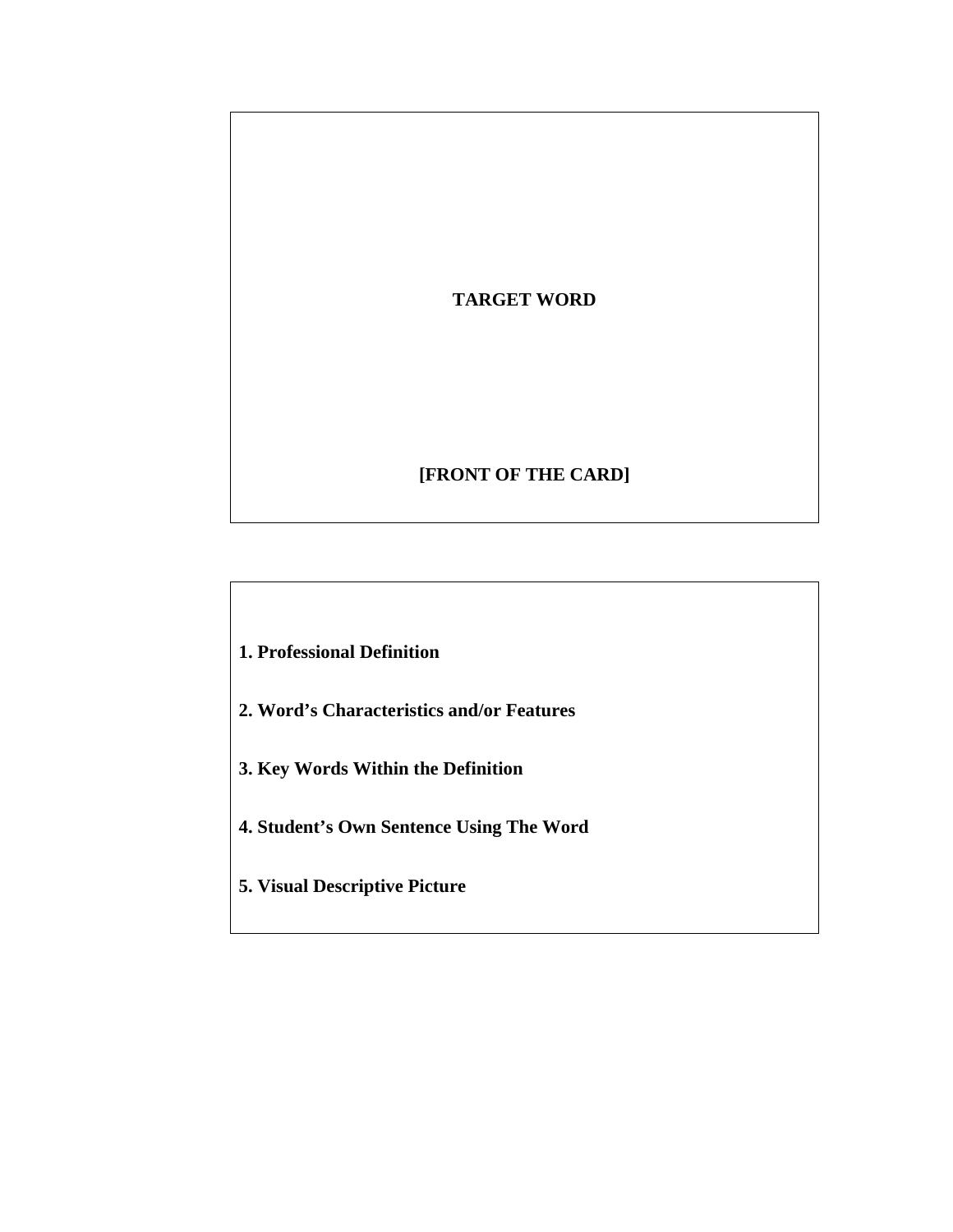**TARGET WORD**

**[FRONT OF THE CARD]**

**1. Professional Definition**

**2. Word's Characteristics and/or Features**

**3. Key Words Within the Definition**

**4. Student's Own Sentence Using The Word**

**5. Visual Descriptive Picture**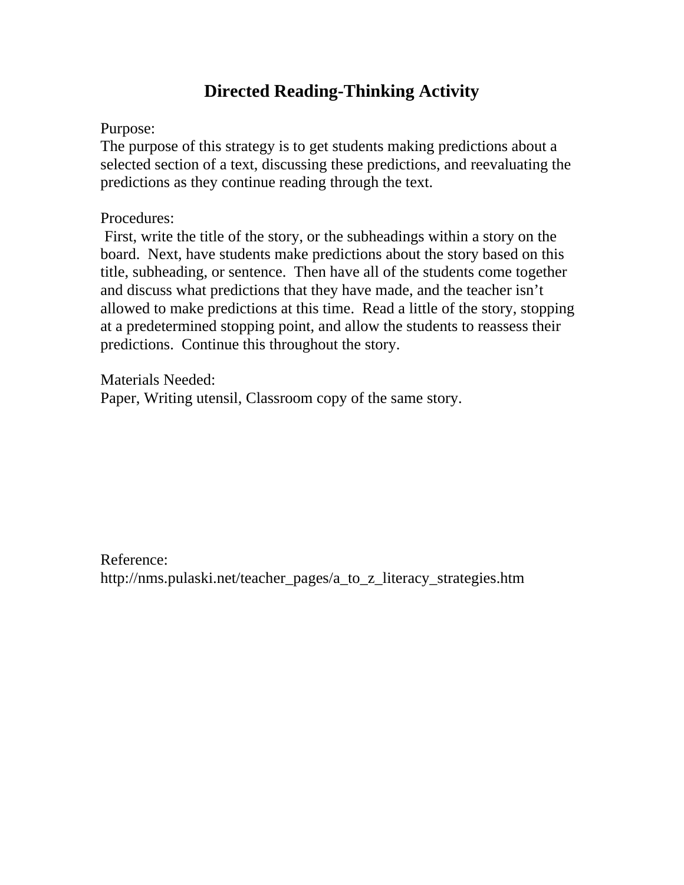# Directed Reading-Thinking Activity

Purpose:
The purpose of this strategy is to get students making predictions about a selected section of a text, discussing these predictions, and reevaluating the predictions as they continue reading through the text.

Procedures:
First, write the title of the story, or the subheadings within a story on the board. Next, have students make predictions about the story based on this title, subheading, or sentence. Then have all of the students come together and discuss what predictions that they have made, and the teacher isn't allowed to make predictions at this time. Read a little of the story, stopping at a predetermined stopping point, and allow the students to reassess their predictions. Continue this throughout the story.

Materials Needed:
Paper, Writing utensil, Classroom copy of the same story.

Reference:
http://nms.pulaski.net/teacher_pages/a_to_z_literacy_strategies.htm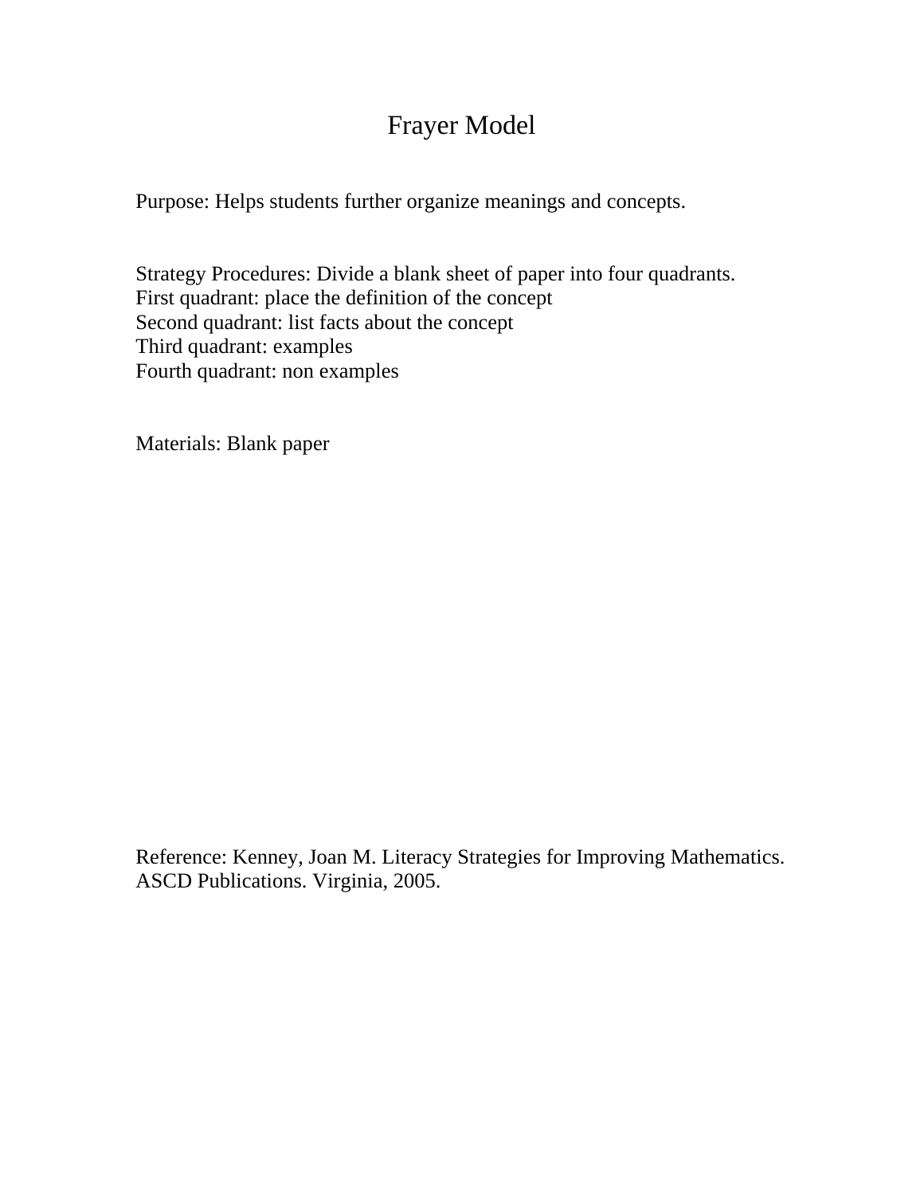# Frayer Model

Purpose: Helps students further organize meanings and concepts.

Strategy Procedures: Divide a blank sheet of paper into four quadrants.
First quadrant: place the definition of the concept
Second quadrant: list facts about the concept
Third quadrant: examples
Fourth quadrant: non examples

Materials: Blank paper

Reference: Kenney, Joan M. Literacy Strategies for Improving Mathematics. ASCD Publications. Virginia, 2005.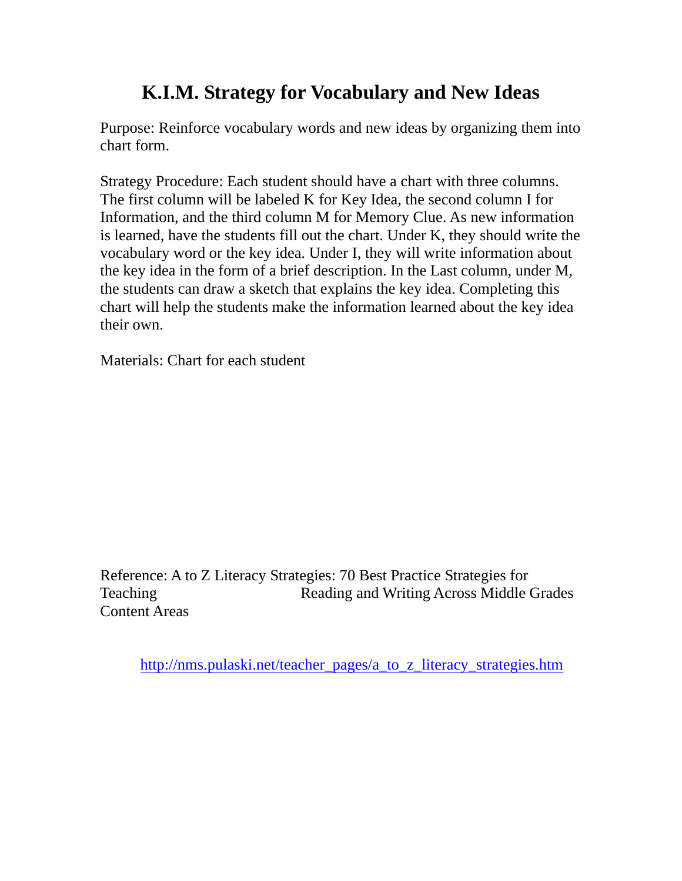# K.I.M. Strategy for Vocabulary and New Ideas

Purpose: Reinforce vocabulary words and new ideas by organizing them into chart form.

Strategy Procedure: Each student should have a chart with three columns. The first column will be labeled K for Key Idea, the second column I for Information, and the third column M for Memory Clue. As new information is learned, have the students fill out the chart. Under K, they should write the vocabulary word or the key idea. Under I, they will write information about the key idea in the form of a brief description. In the Last column, under M, the students can draw a sketch that explains the key idea. Completing this chart will help the students make the information learned about the key idea their own.

Materials: Chart for each student

Reference: A to Z Literacy Strategies: 70 Best Practice Strategies for Teaching Reading and Writing Across Middle Grades Content Areas

http://nms.pulaski.net/teacher_pages/a_to_z_literacy_strategies.htm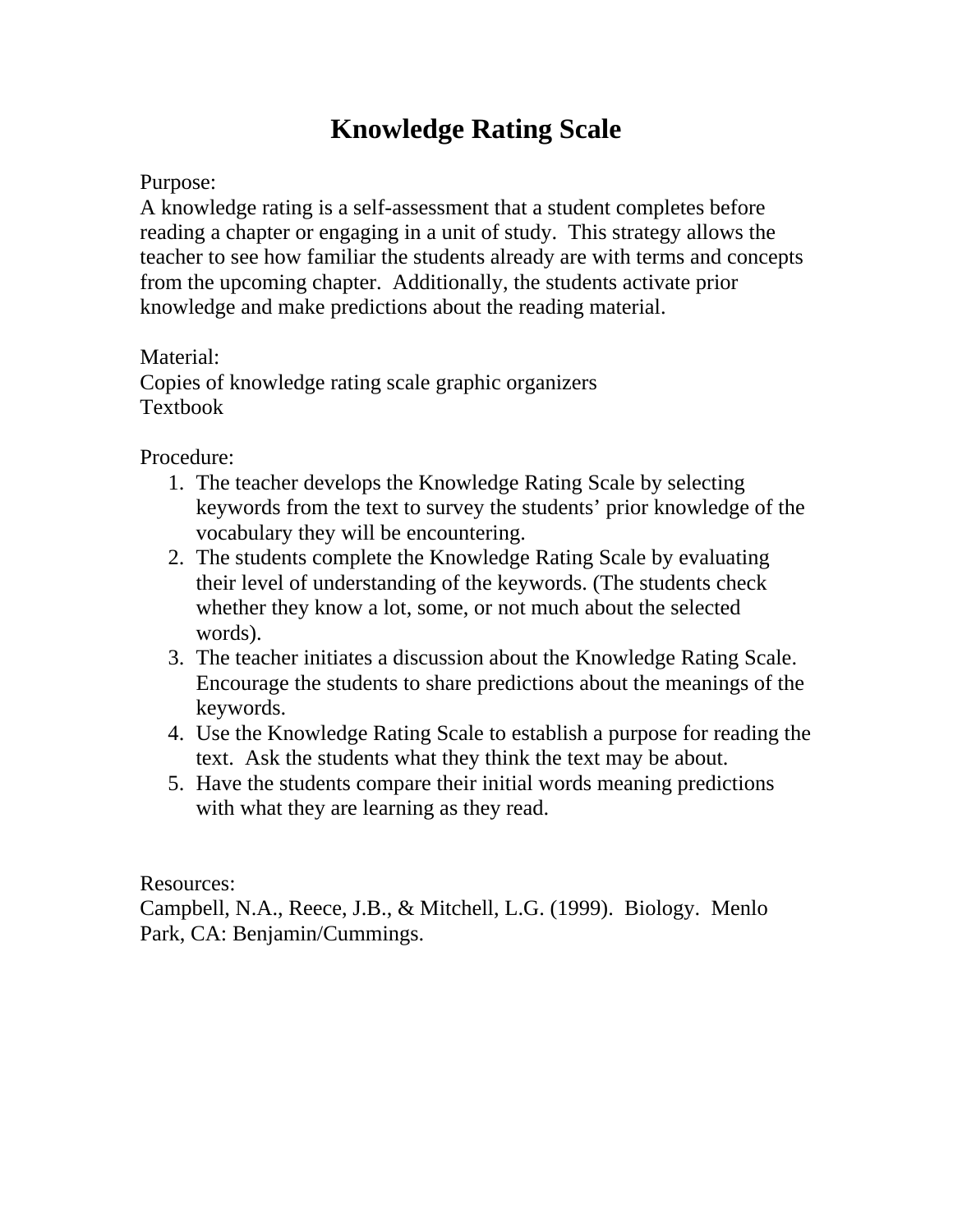# Knowledge Rating Scale

Purpose:
A knowledge rating is a self-assessment that a student completes before reading a chapter or engaging in a unit of study. This strategy allows the teacher to see how familiar the students already are with terms and concepts from the upcoming chapter. Additionally, the students activate prior knowledge and make predictions about the reading material.

Material:
Copies of knowledge rating scale graphic organizers
Textbook

Procedure:

1. The teacher develops the Knowledge Rating Scale by selecting keywords from the text to survey the students' prior knowledge of the vocabulary they will be encountering.
2. The students complete the Knowledge Rating Scale by evaluating their level of understanding of the keywords. (The students check whether they know a lot, some, or not much about the selected words).
3. The teacher initiates a discussion about the Knowledge Rating Scale. Encourage the students to share predictions about the meanings of the keywords.
4. Use the Knowledge Rating Scale to establish a purpose for reading the text. Ask the students what they think the text may be about.
5. Have the students compare their initial words meaning predictions with what they are learning as they read.

Resources:
Campbell, N.A., Reece, J.B., & Mitchell, L.G. (1999). Biology. Menlo Park, CA: Benjamin/Cummings.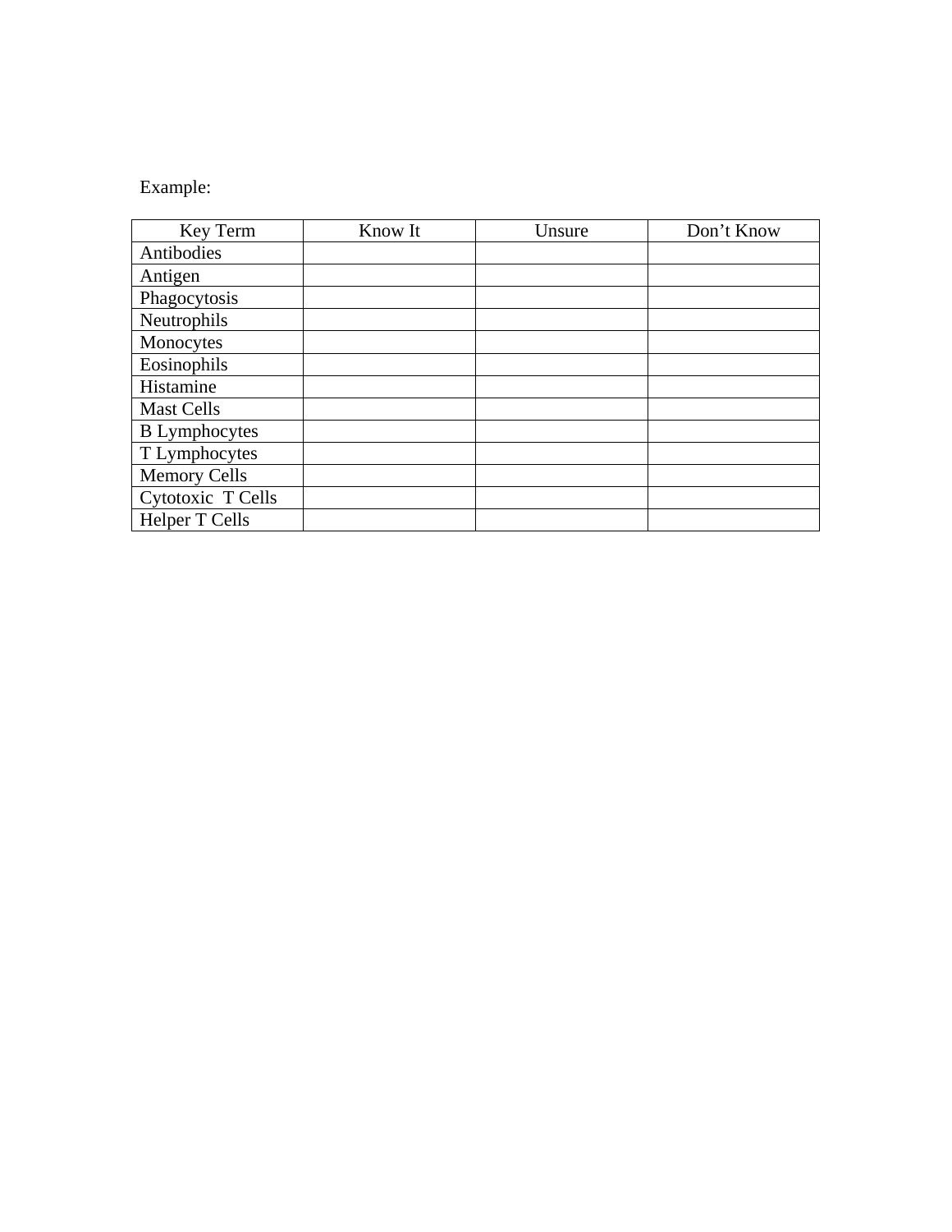Example:

| Key Term | Know It | Unsure | Don't Know |
| --- | --- | --- | --- |
| Antibodies | | | |
| Antigen | | | |
| Phagocytosis | | | |
| Neutrophils | | | |
| Monocytes | | | |
| Eosinophils | | | |
| Histamine | | | |
| Mast Cells | | | |
| B Lymphocytes | | | |
| T Lymphocytes | | | |
| Memory Cells | | | |
| Cytotoxic T Cells | | | |
| Helper T Cells | | | |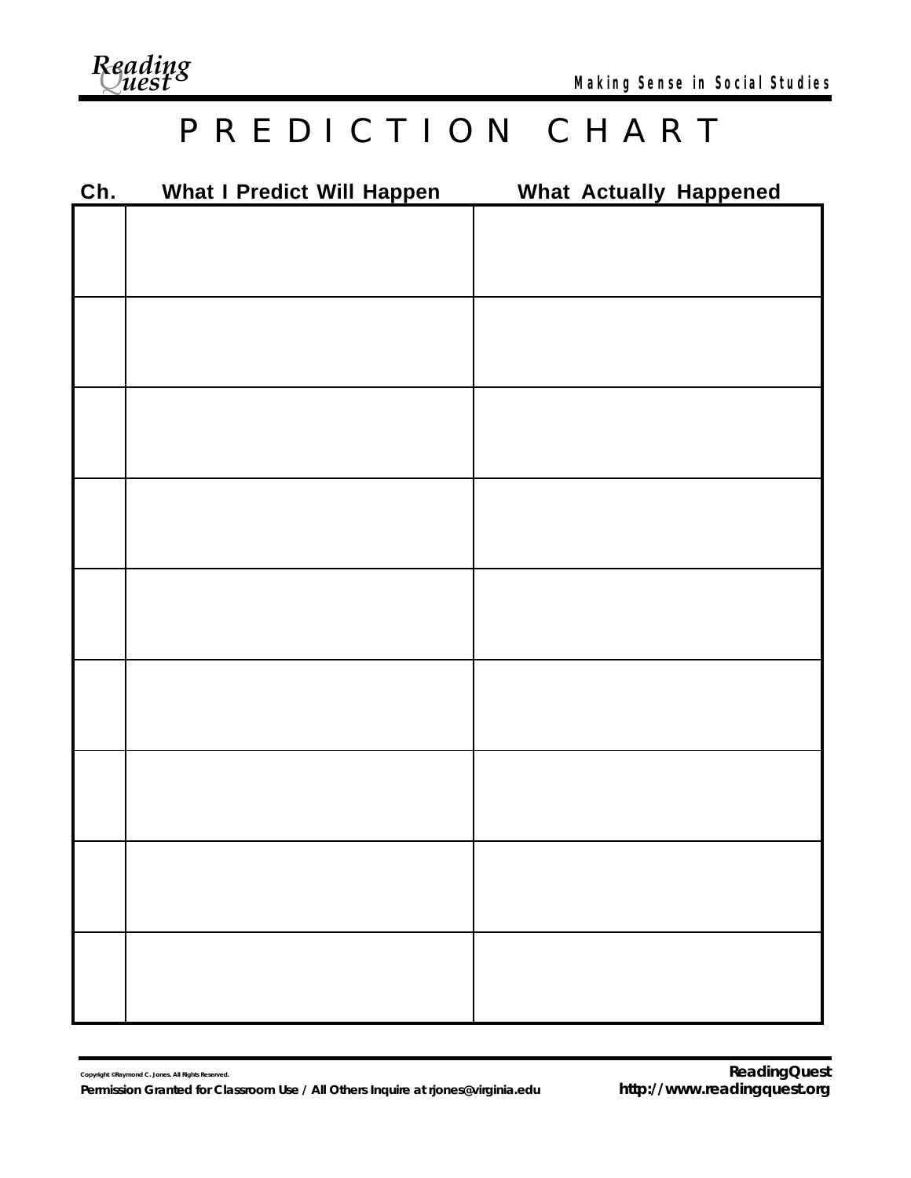# PREDICTION CHART

| Ch. | What I Predict Will Happen | What Actually Happened |
|---|---|---|
| | | |
| | | |
| | | |
| | | |
| | | |
| | | |
| | | |
| | | |
| | | |

Copyright ©Raymond C. Jones. All Rights Reserved.

Permission Granted for Classroom Use / All Others Inquire at rjones@virginia.edu

ReadingQuest
http://www.readingquest.org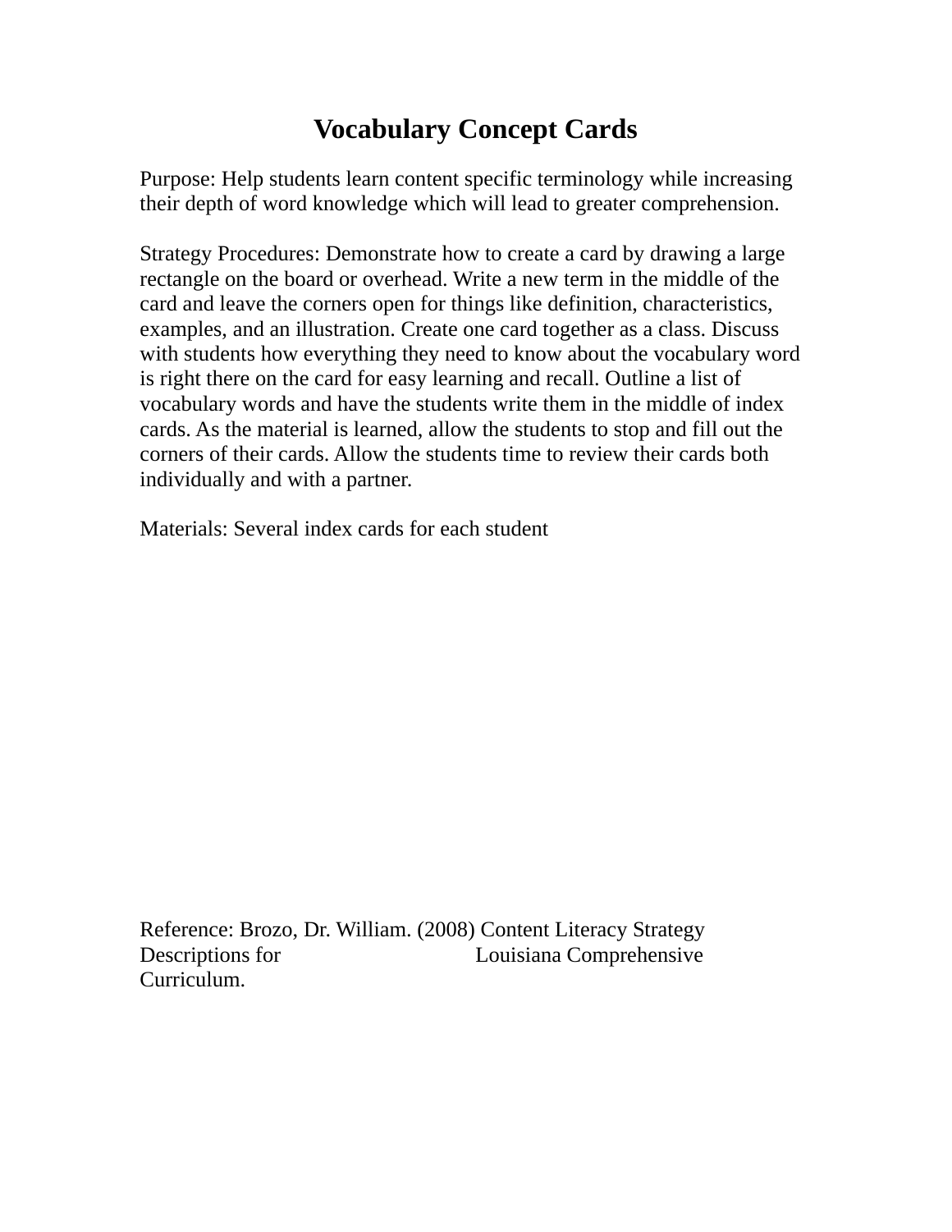# Vocabulary Concept Cards

Purpose: Help students learn content specific terminology while increasing their depth of word knowledge which will lead to greater comprehension.

Strategy Procedures: Demonstrate how to create a card by drawing a large rectangle on the board or overhead. Write a new term in the middle of the card and leave the corners open for things like definition, characteristics, examples, and an illustration. Create one card together as a class. Discuss with students how everything they need to know about the vocabulary word is right there on the card for easy learning and recall. Outline a list of vocabulary words and have the students write them in the middle of index cards. As the material is learned, allow the students to stop and fill out the corners of their cards. Allow the students time to review their cards both individually and with a partner.

Materials: Several index cards for each student

Reference: Brozo, Dr. William. (2008) Content Literacy Strategy Descriptions for Louisiana Comprehensive Curriculum.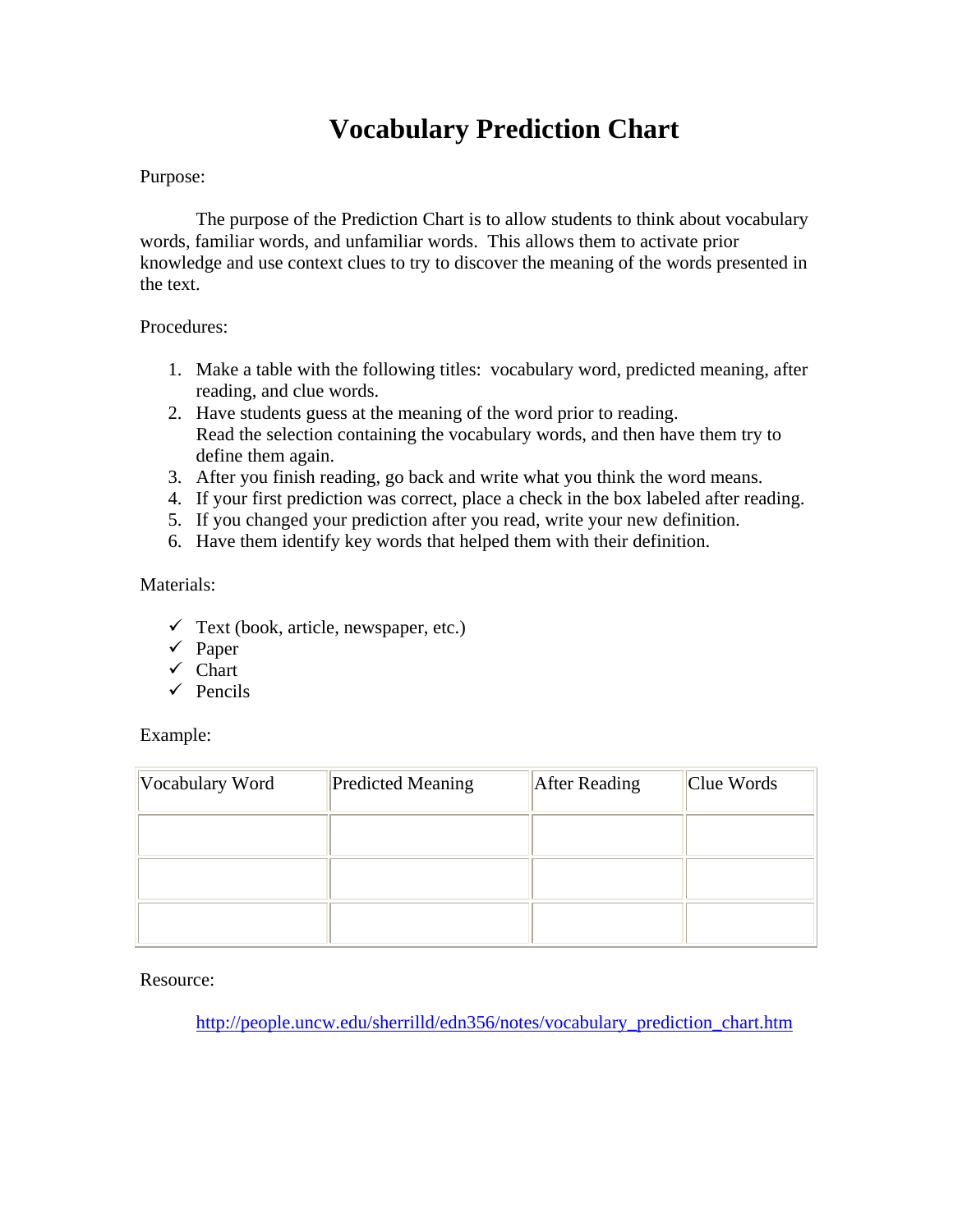# Vocabulary Prediction Chart

Purpose:

The purpose of the Prediction Chart is to allow students to think about vocabulary words, familiar words, and unfamiliar words. This allows them to activate prior knowledge and use context clues to try to discover the meaning of the words presented in the text.

Procedures:

1. Make a table with the following titles: vocabulary word, predicted meaning, after reading, and clue words.
2. Have students guess at the meaning of the word prior to reading.
   Read the selection containing the vocabulary words, and then have them try to define them again.
3. After you finish reading, go back and write what you think the word means.
4. If your first prediction was correct, place a check in the box labeled after reading.
5. If you changed your prediction after you read, write your new definition.
6. Have them identify key words that helped them with their definition.

Materials:

- ✓ Text (book, article, newspaper, etc.)
- ✓ Paper
- ✓ Chart
- ✓ Pencils

Example:

| Vocabulary Word | Predicted Meaning | After Reading | Clue Words |
|---|---|---|---|
| | | | |
| | | | |
| | | | |

Resource:

http://people.uncw.edu/sherrilld/edn356/notes/vocabulary_prediction_chart.htm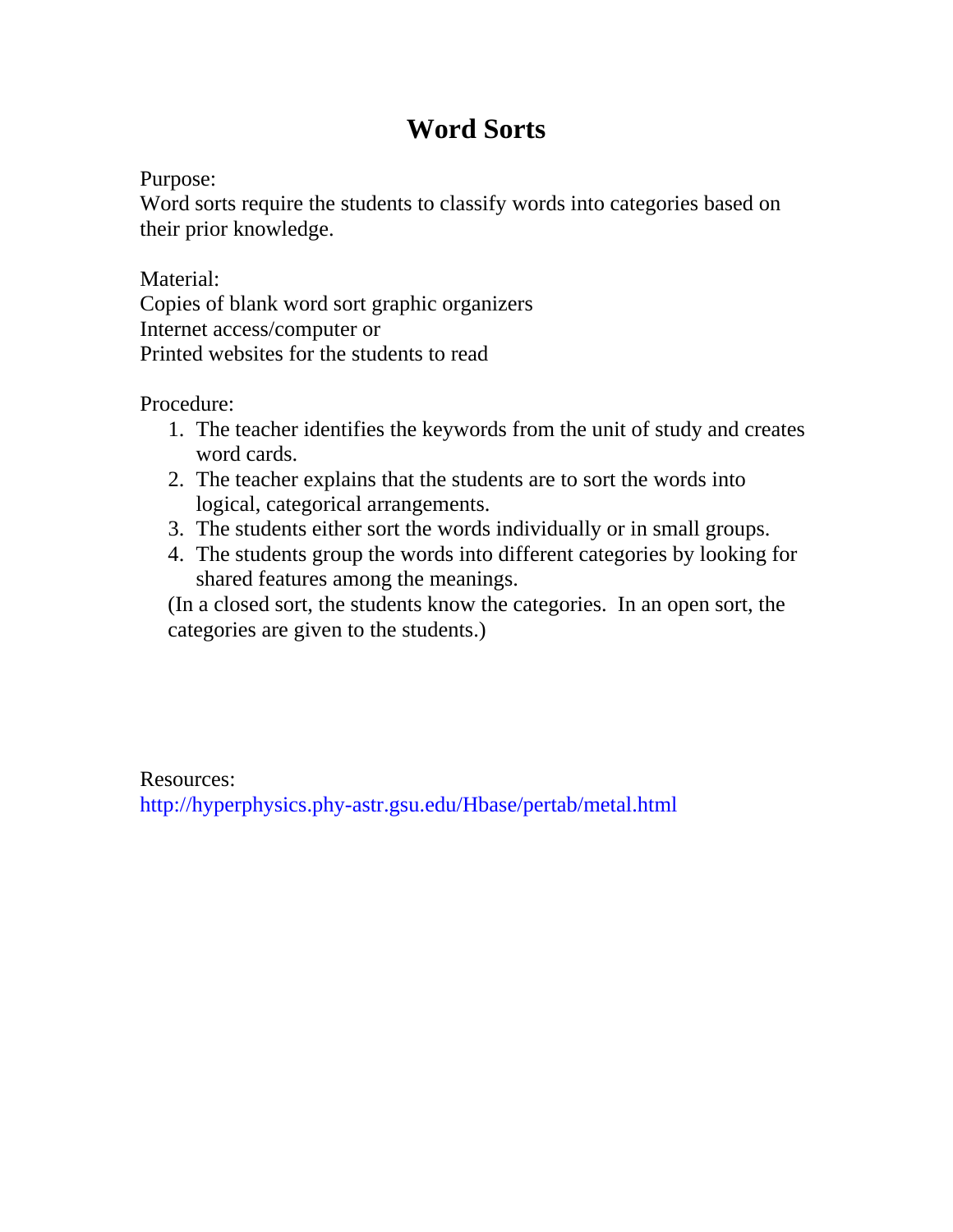# Word Sorts

Purpose:
Word sorts require the students to classify words into categories based on their prior knowledge.

Material:
Copies of blank word sort graphic organizers
Internet access/computer or
Printed websites for the students to read

Procedure:

1. The teacher identifies the keywords from the unit of study and creates word cards.
2. The teacher explains that the students are to sort the words into logical, categorical arrangements.
3. The students either sort the words individually or in small groups.
4. The students group the words into different categories by looking for shared features among the meanings.

(In a closed sort, the students know the categories. In an open sort, the categories are given to the students.)

Resources:
http://hyperphysics.phy-astr.gsu.edu/Hbase/pertab/metal.html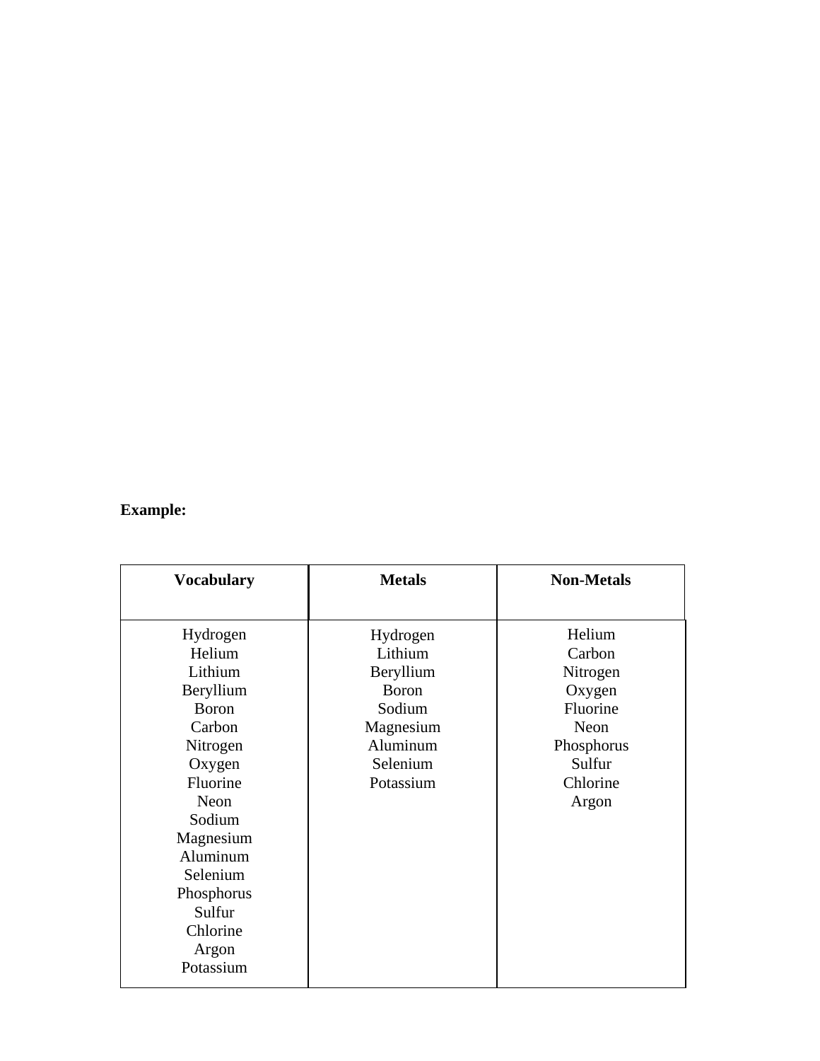**Example:**

| Vocabulary | Metals | Non-Metals |
| --- | --- | --- |
| Hydrogen | Hydrogen | Helium |
| Helium | Lithium | Carbon |
| Lithium | Beryllium | Nitrogen |
| Beryllium | Boron | Oxygen |
| Boron | Sodium | Fluorine |
| Carbon | Magnesium | Neon |
| Nitrogen | Aluminum | Phosphorus |
| Oxygen | Selenium | Sulfur |
| Fluorine | Potassium | Chlorine |
| Neon | | Argon |
| Sodium | | |
| Magnesium | | |
| Aluminum | | |
| Selenium | | |
| Phosphorus | | |
| Sulfur | | |
| Chlorine | | |
| Argon | | |
| Potassium | | |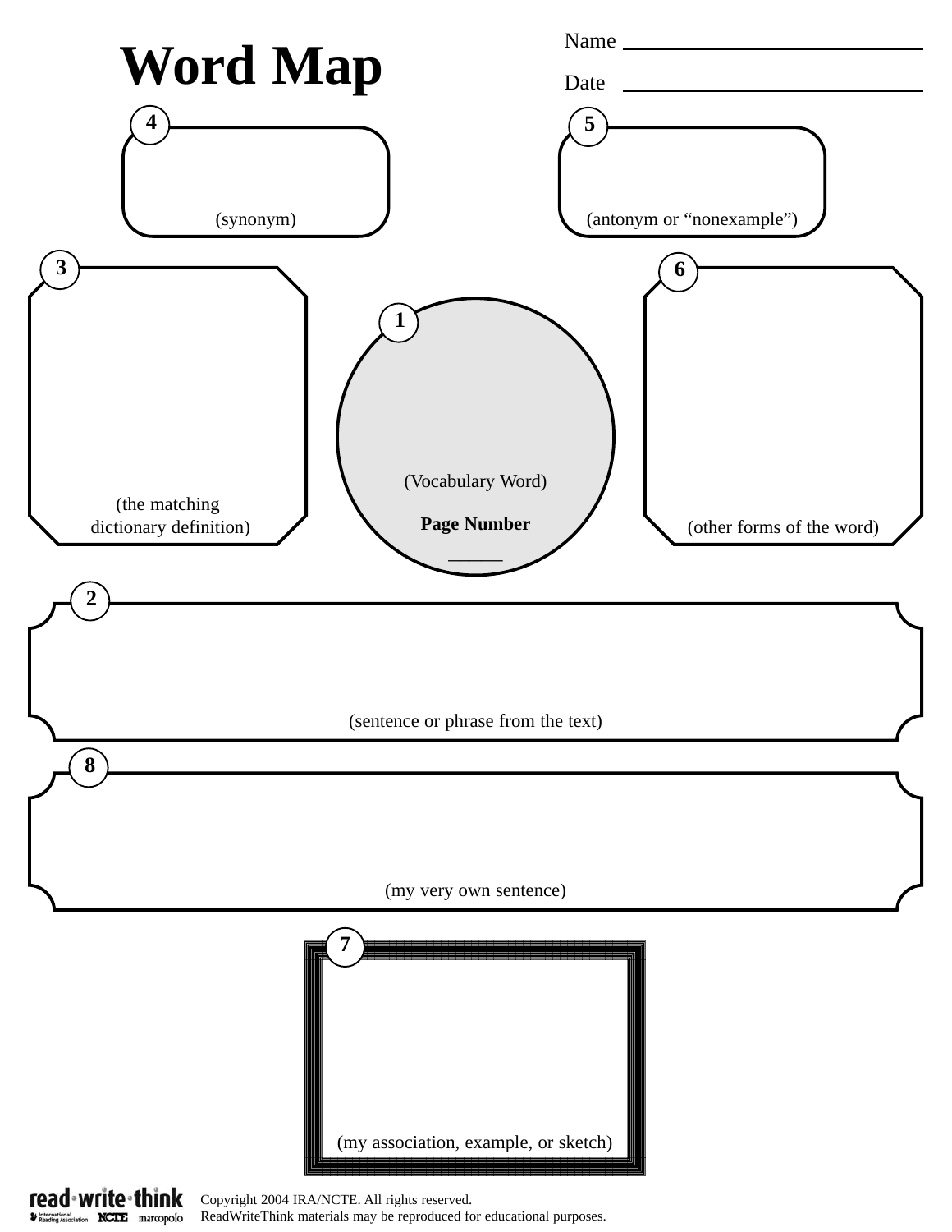# Word Map

Name ____________________________

Date ____________________________

**4**

(synonym)

**5**

(antonym or "nonexample")

**3**

(the matching dictionary definition)

**1**

(Vocabulary Word)

**Page Number**

______

**6**

(other forms of the word)

**2**

(sentence or phrase from the text)

**8**

(my very own sentence)

**7**

(my association, example, or sketch)

Copyright 2004 IRA/NCTE. All rights reserved.
ReadWriteThink materials may be reproduced for educational purposes.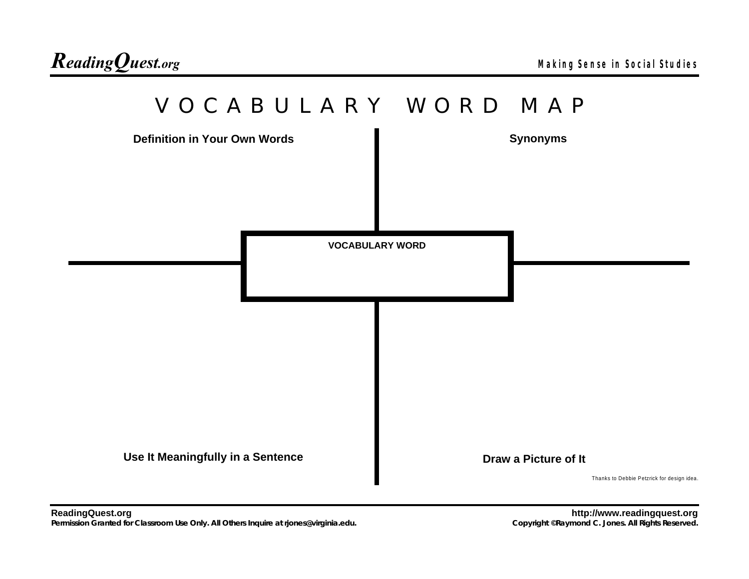# VOCABULARY WORD MAP

**Definition in Your Own Words**

**Synonyms**

**VOCABULARY WORD**

**Use It Meaningfully in a Sentence**

**Draw a Picture of It**

Thanks to Debbie Petzrick for design idea.